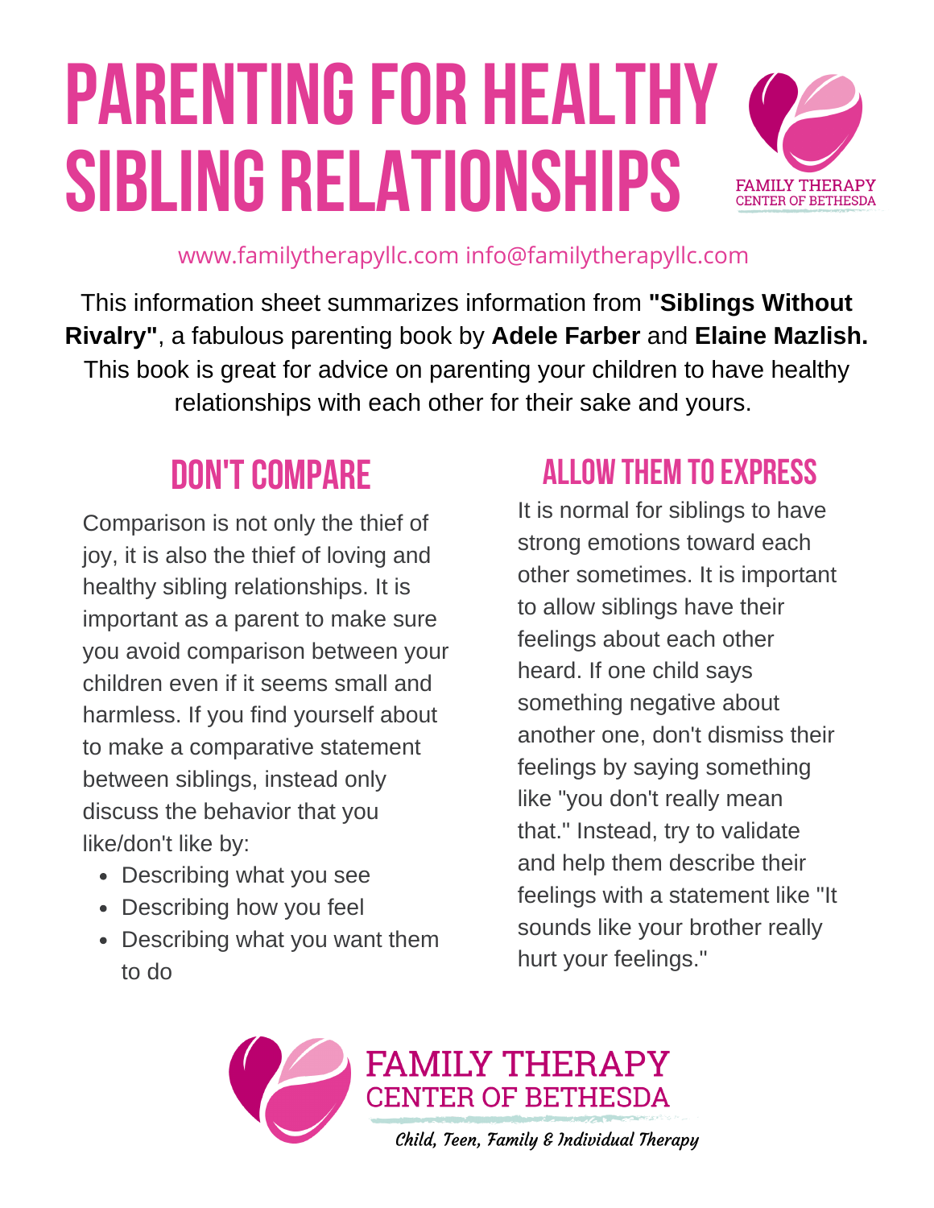# PARENTING FOR HEALTHY SIBLING RELATIONSHIPS

FAMILY THERAPY CENTER OF BETHESDA

www.familytherapyllc.com info@familytherapyllc.com

This information sheet summarizes information from **"Siblings Without Rivalry"**, a fabulous parenting book by **Adele Farber** and **Elaine Mazlish.** This book is great for advice on parenting your children to have healthy relationships with each other for their sake and yours.

## DON'T COMPARE

Comparison is not only the thief of joy, it is also the thief of loving and healthy sibling relationships. It is important as a parent to make sure you avoid comparison between your children even if it seems small and harmless. If you find yourself about to make a comparative statement between siblings, instead only discuss the behavior that you like/don't like by:

- Describing what you see
- Describing how you feel
- Describing what you want them to do

## ALLOW THEM TO EXPRESS

It is normal for siblings to have strong emotions toward each other sometimes. It is important to allow siblings have their feelings about each other heard. If one child says something negative about another one, don't dismiss their feelings by saying something like "you don't really mean that." Instead, try to validate and help them describe their feelings with a statement like "It sounds like your brother really hurt your feelings."

FAMILY THERAPY CENTER OF BETHESDA

*Child, Teen, Family & Individual Therapy*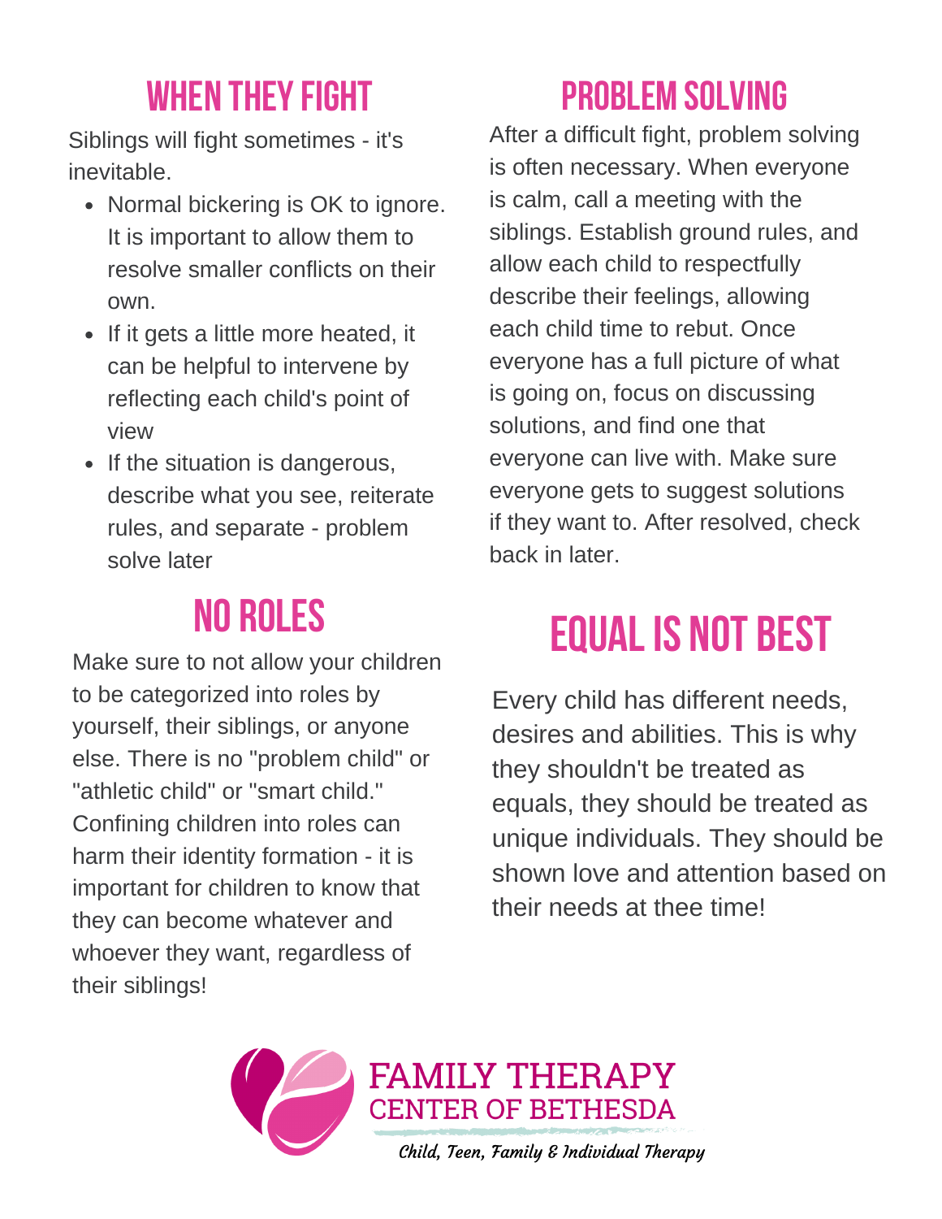## WHEN THEY FIGHT

Siblings will fight sometimes - it's inevitable.

- Normal bickering is OK to ignore. It is important to allow them to resolve smaller conflicts on their own.
- If it gets a little more heated, it can be helpful to intervene by reflecting each child's point of view
- If the situation is dangerous, describe what you see, reiterate rules, and separate - problem solve later

## PROBLEM SOLVING

After a difficult fight, problem solving is often necessary. When everyone is calm, call a meeting with the siblings. Establish ground rules, and allow each child to respectfully describe their feelings, allowing each child time to rebut. Once everyone has a full picture of what is going on, focus on discussing solutions, and find one that everyone can live with. Make sure everyone gets to suggest solutions if they want to. After resolved, check back in later.

## NO ROLES

Make sure to not allow your children to be categorized into roles by yourself, their siblings, or anyone else. There is no "problem child" or "athletic child" or "smart child." Confining children into roles can harm their identity formation - it is important for children to know that they can become whatever and whoever they want, regardless of their siblings!

## EQUAL IS NOT BEST

Every child has different needs, desires and abilities. This is why they shouldn't be treated as equals, they should be treated as unique individuals. They should be shown love and attention based on their needs at thee time!

FAMILY THERAPY
CENTER OF BETHESDA

*Child, Teen, Family & Individual Therapy*